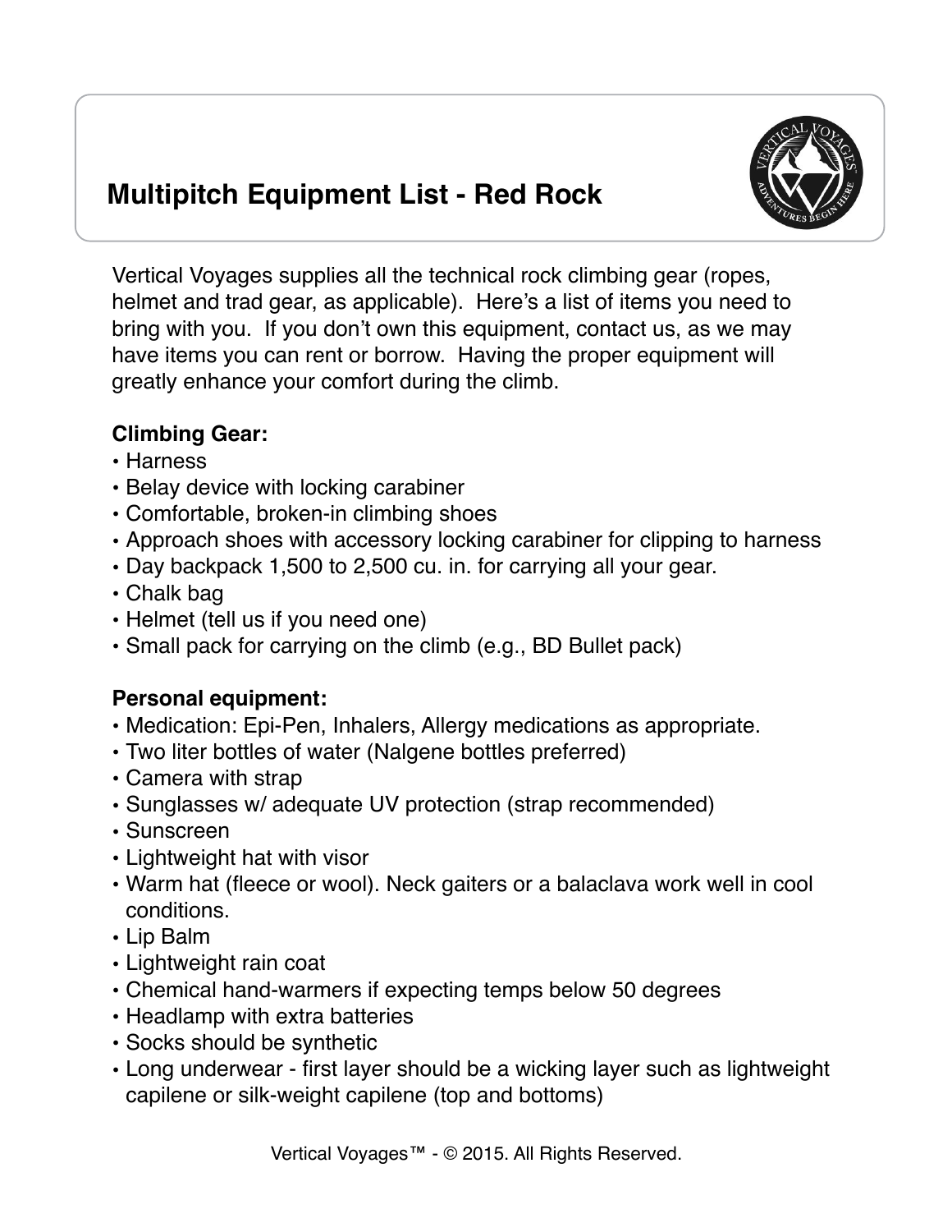# Multipitch Equipment List - Red Rock

Vertical Voyages supplies all the technical rock climbing gear (ropes, helmet and trad gear, as applicable). Here's a list of items you need to bring with you. If you don't own this equipment, contact us, as we may have items you can rent or borrow. Having the proper equipment will greatly enhance your comfort during the climb.

**Climbing Gear:**

- Harness
- Belay device with locking carabiner
- Comfortable, broken-in climbing shoes
- Approach shoes with accessory locking carabiner for clipping to harness
- Day backpack 1,500 to 2,500 cu. in. for carrying all your gear.
- Chalk bag
- Helmet (tell us if you need one)
- Small pack for carrying on the climb (e.g., BD Bullet pack)

**Personal equipment:**

- Medication: Epi-Pen, Inhalers, Allergy medications as appropriate.
- Two liter bottles of water (Nalgene bottles preferred)
- Camera with strap
- Sunglasses w/ adequate UV protection (strap recommended)
- Sunscreen
- Lightweight hat with visor
- Warm hat (fleece or wool). Neck gaiters or a balaclava work well in cool conditions.
- Lip Balm
- Lightweight rain coat
- Chemical hand-warmers if expecting temps below 50 degrees
- Headlamp with extra batteries
- Socks should be synthetic
- Long underwear - first layer should be a wicking layer such as lightweight capilene or silk-weight capilene (top and bottoms)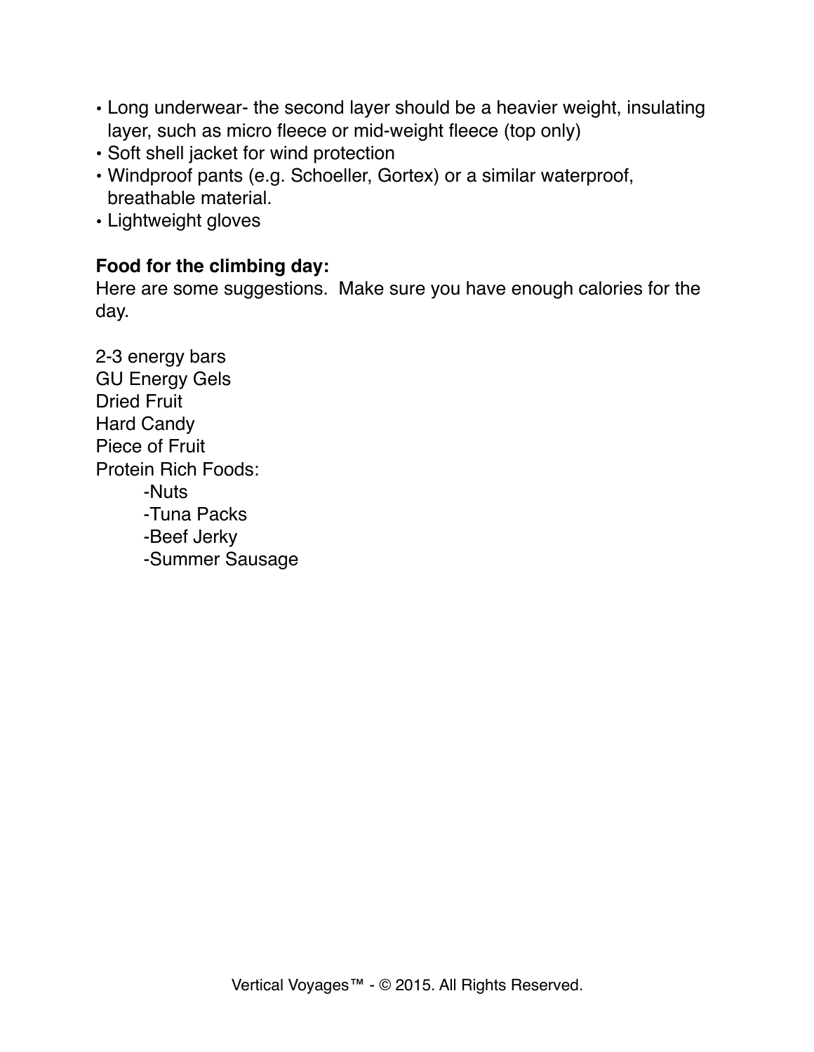- Long underwear- the second layer should be a heavier weight, insulating layer, such as micro fleece or mid-weight fleece (top only)
- Soft shell jacket for wind protection
- Windproof pants (e.g. Schoeller, Gortex) or a similar waterproof, breathable material.
- Lightweight gloves

**Food for the climbing day:**
Here are some suggestions.  Make sure you have enough calories for the day.

2-3 energy bars
GU Energy Gels
Dried Fruit
Hard Candy
Piece of Fruit
Protein Rich Foods:
  -Nuts
  -Tuna Packs
  -Beef Jerky
  -Summer Sausage

Vertical Voyages™ - © 2015. All Rights Reserved.